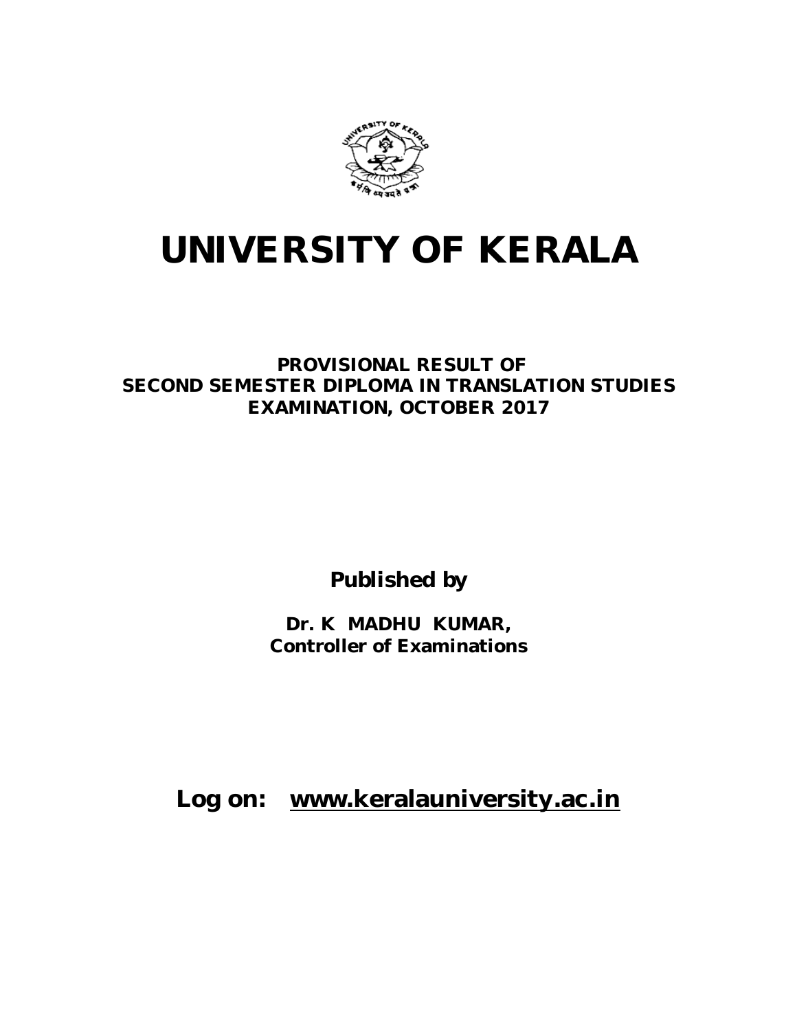# UNIVERSITY OF KERALA

**PROVISIONAL RESULT OF**
**SECOND SEMESTER DIPLOMA IN TRANSLATION STUDIES**
**EXAMINATION, OCTOBER 2017**

**Published by**

**Dr. K MADHU KUMAR,**
**Controller of Examinations**

**Log on: www.keralauniversity.ac.in**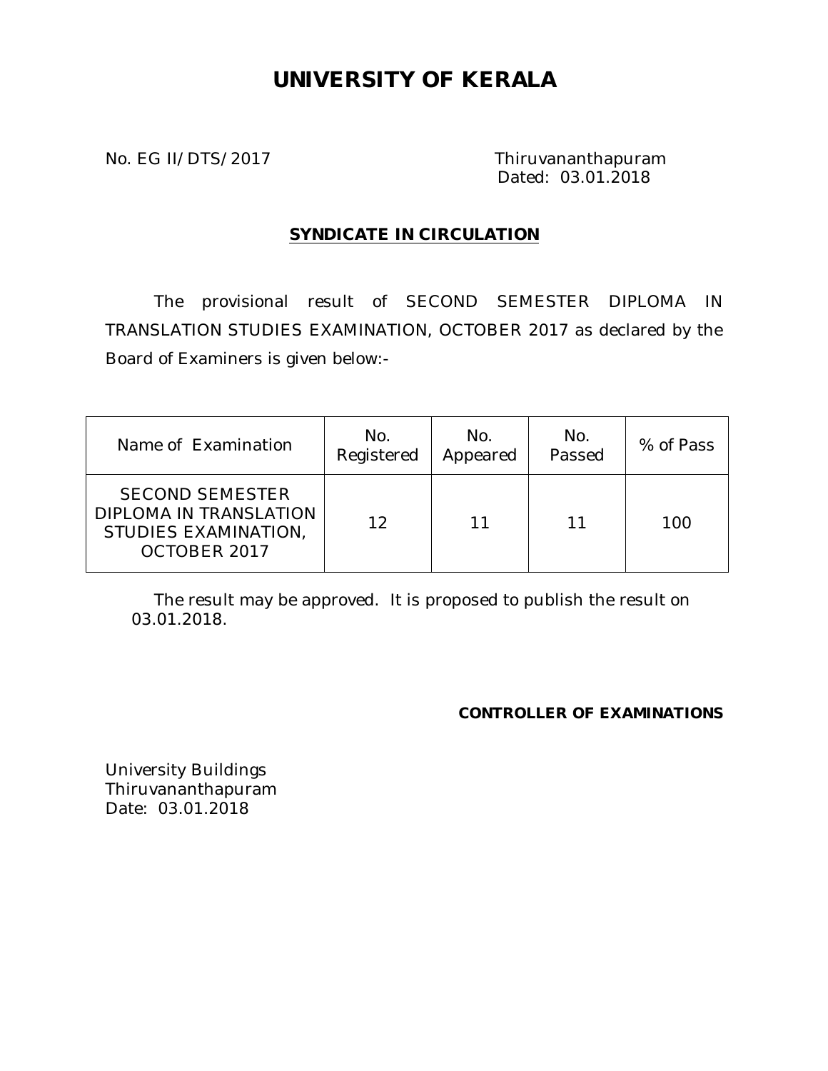# UNIVERSITY OF KERALA

No. EG II/DTS/2017

Thiruvananthapuram
Dated: 03.01.2018

## SYNDICATE IN CIRCULATION

The provisional result of SECOND SEMESTER DIPLOMA IN TRANSLATION STUDIES EXAMINATION, OCTOBER 2017 as declared by the Board of Examiners is given below:-

| Name of Examination | No. Registered | No. Appeared | No. Passed | % of Pass |
|---|---|---|---|---|
| SECOND SEMESTER DIPLOMA IN TRANSLATION STUDIES EXAMINATION, OCTOBER 2017 | 12 | 11 | 11 | 100 |

The result may be approved. It is proposed to publish the result on 03.01.2018.

**CONTROLLER OF EXAMINATIONS**

University Buildings
Thiruvananthapuram
Date: 03.01.2018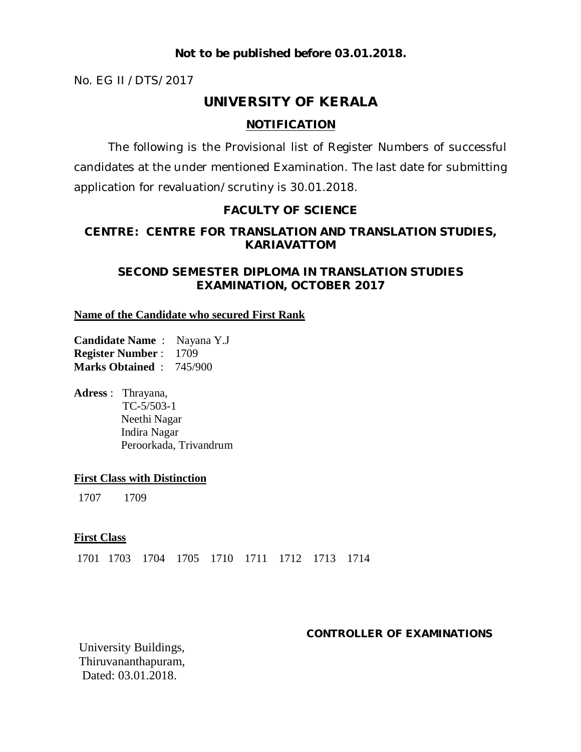**Not to be published before 03.01.2018.**

No. EG II /DTS/2017

# UNIVERSITY OF KERALA

## NOTIFICATION

The following is the Provisional list of Register Numbers of successful candidates at the under mentioned Examination. The last date for submitting application for revaluation/scrutiny is 30.01.2018.

### FACULTY OF SCIENCE

### CENTRE: CENTRE FOR TRANSLATION AND TRANSLATION STUDIES, KARIAVATTOM

### SECOND SEMESTER DIPLOMA IN TRANSLATION STUDIES EXAMINATION, OCTOBER 2017

**Name of the Candidate who secured First Rank**

**Candidate Name** : Nayana Y.J
**Register Number** : 1709
**Marks Obtained** : 745/900

**Adress** : Thrayana,
TC-5/503-1
Neethi Nagar
Indira Nagar
Peroorkada, Trivandrum

**First Class with Distinction**

1707 1709

**First Class**

1701 1703 1704 1705 1710 1711 1712 1713 1714

**CONTROLLER OF EXAMINATIONS**

University Buildings,
Thiruvananthapuram,
Dated: 03.01.2018.